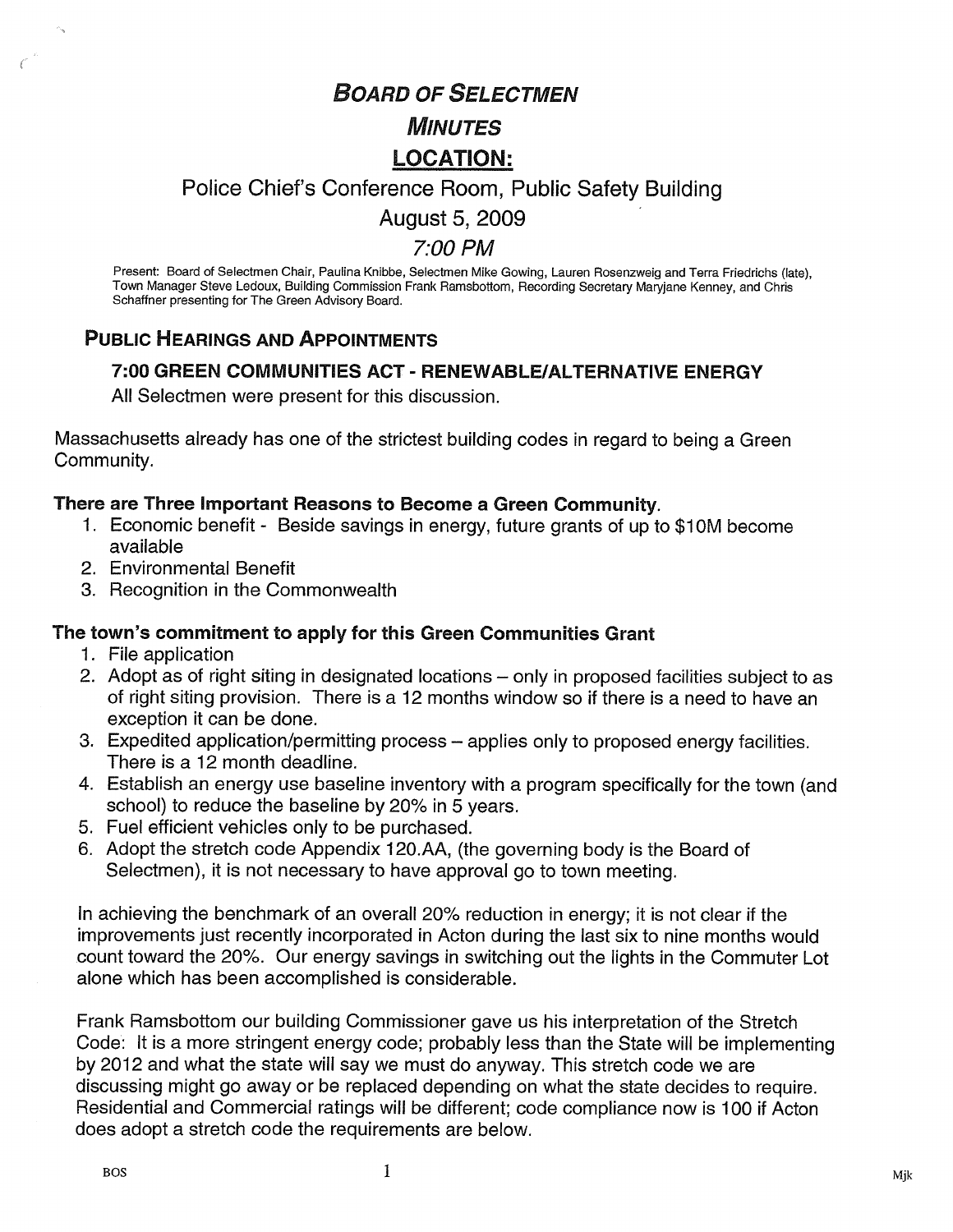# *Board of Selectmen*

## *Minutes*

## LOCATION:

### Police Chief's Conference Room, Public Safety Building

### August 5, 2009

### *7:00 PM*

Present: Board of Selectmen Chair, Paulina Knibbe, Selectmen Mike Gowing, Lauren Rosenzweig and Terra Friedrichs (late), Town Manager Steve Ledoux, Building Commission Frank Ramsbottom, Recording Secretary Maryjane Kenney, and Chris Schaffner presenting for The Green Advisory Board.

## Public Hearings and Appointments

### 7:00 GREEN COMMUNITIES ACT - RENEWABLE/ALTERNATIVE ENERGY

All Selectmen were present for this discussion.

Massachusetts already has one of the strictest building codes in regard to being a Green Community.

**There are Three Important Reasons to Become a Green Community.**

1. Economic benefit - Beside savings in energy, future grants of up to $10M become available
2. Environmental Benefit
3. Recognition in the Commonwealth

**The town's commitment to apply for this Green Communities Grant**

1. File application
2. Adopt as of right siting in designated locations – only in proposed facilities subject to as of right siting provision. There is a 12 months window so if there is a need to have an exception it can be done.
3. Expedited application/permitting process – applies only to proposed energy facilities. There is a 12 month deadline.
4. Establish an energy use baseline inventory with a program specifically for the town (and school) to reduce the baseline by 20% in 5 years.
5. Fuel efficient vehicles only to be purchased.
6. Adopt the stretch code Appendix 120.AA, (the governing body is the Board of Selectmen), it is not necessary to have approval go to town meeting.

In achieving the benchmark of an overall 20% reduction in energy; it is not clear if the improvements just recently incorporated in Acton during the last six to nine months would count toward the 20%. Our energy savings in switching out the lights in the Commuter Lot alone which has been accomplished is considerable.

Frank Ramsbottom our building Commissioner gave us his interpretation of the Stretch Code: It is a more stringent energy code; probably less than the State will be implementing by 2012 and what the state will say we must do anyway. This stretch code we are discussing might go away or be replaced depending on what the state decides to require. Residential and Commercial ratings will be different; code compliance now is 100 if Acton does adopt a stretch code the requirements are below.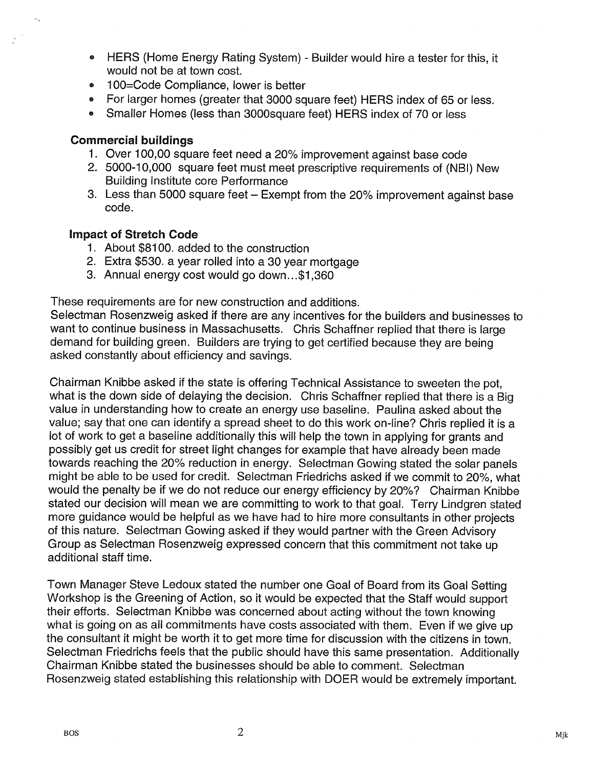- HERS (Home Energy Rating System) - Builder would hire a tester for this, it would not be at town cost.
- 100=Code Compliance, lower is better
- For larger homes (greater that 3000 square feet) HERS index of 65 or less.
- Smaller Homes (less than 3000square feet) HERS index of 70 or less

**Commercial buildings**

1. Over 100,00 square feet need a 20% improvement against base code
2. 5000-10,000 square feet must meet prescriptive requirements of (NBI) New Building Institute core Performance
3. Less than 5000 square feet – Exempt from the 20% improvement against base code.

**Impact of Stretch Code**

1. About $8100. added to the construction
2. Extra $530. a year rolled into a 30 year mortgage
3. Annual energy cost would go down...$1,360

These requirements are for new construction and additions.
Selectman Rosenzweig asked if there are any incentives for the builders and businesses to want to continue business in Massachusetts. Chris Schaffner replied that there is large demand for building green. Builders are trying to get certified because they are being asked constantly about efficiency and savings.

Chairman Knibbe asked if the state is offering Technical Assistance to sweeten the pot, what is the down side of delaying the decision. Chris Schaffner replied that there is a Big value in understanding how to create an energy use baseline. Paulina asked about the value; say that one can identify a spread sheet to do this work on-line? Chris replied it is a lot of work to get a baseline additionally this will help the town in applying for grants and possibly get us credit for street light changes for example that have already been made towards reaching the 20% reduction in energy. Selectman Gowing stated the solar panels might be able to be used for credit. Selectman Friedrichs asked if we commit to 20%, what would the penalty be if we do not reduce our energy efficiency by 20%? Chairman Knibbe stated our decision will mean we are committing to work to that goal. Terry Lindgren stated more guidance would be helpful as we have had to hire more consultants in other projects of this nature. Selectman Gowing asked if they would partner with the Green Advisory Group as Selectman Rosenzweig expressed concern that this commitment not take up additional staff time.

Town Manager Steve Ledoux stated the number one Goal of Board from its Goal Setting Workshop is the Greening of Action, so it would be expected that the Staff would support their efforts. Selectman Knibbe was concerned about acting without the town knowing what is going on as all commitments have costs associated with them. Even if we give up the consultant it might be worth it to get more time for discussion with the citizens in town. Selectman Friedrichs feels that the public should have this same presentation. Additionally Chairman Knibbe stated the businesses should be able to comment. Selectman Rosenzweig stated establishing this relationship with DOER would be extremely important.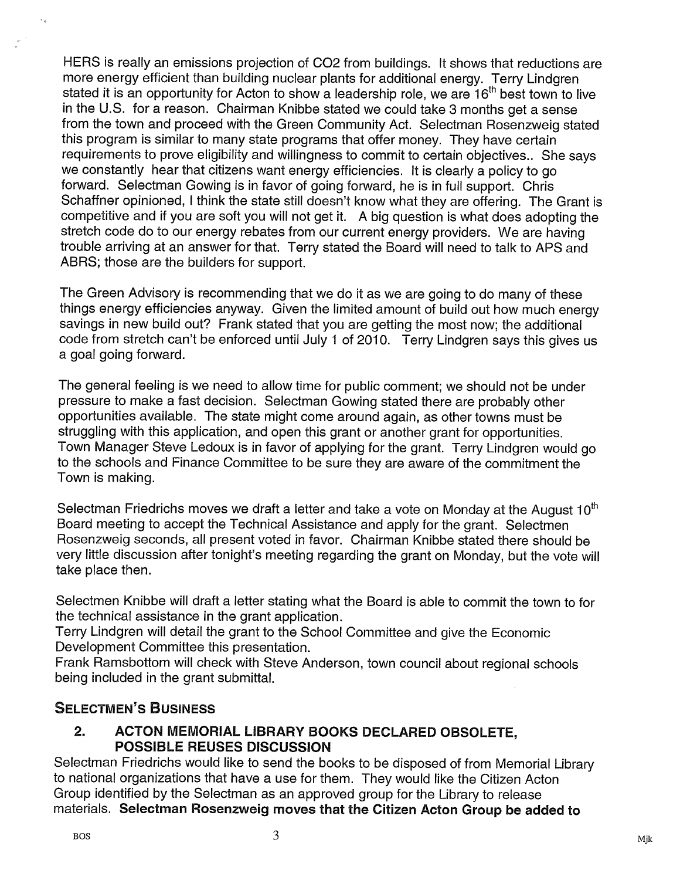HERS is really an emissions projection of $CO_2$ from buildings. It shows that reductions are more energy efficient than building nuclear plants for additional energy. Terry Lindgren stated it is an opportunity for Acton to show a leadership role, we are 16th best town to live in the U.S. for a reason. Chairman Knibbe stated we could take 3 months get a sense from the town and proceed with the Green Community Act. Selectman Rosenzweig stated this program is similar to many state programs that offer money. They have certain requirements to prove eligibility and willingness to commit to certain objectives.. She says we constantly hear that citizens want energy efficiencies. It is clearly a policy to go forward. Selectman Gowing is in favor of going forward, he is in full support. Chris Schaffner opinioned, I think the state still doesn't know what they are offering. The Grant is competitive and if you are soft you will not get it. A big question is what does adopting the stretch code do to our energy rebates from our current energy providers. We are having trouble arriving at an answer for that. Terry stated the Board will need to talk to APS and ABRS; those are the builders for support.

The Green Advisory is recommending that we do it as we are going to do many of these things energy efficiencies anyway. Given the limited amount of build out how much energy savings in new build out? Frank stated that you are getting the most now; the additional code from stretch can't be enforced until July 1 of 2010. Terry Lindgren says this gives us a goal going forward.

The general feeling is we need to allow time for public comment; we should not be under pressure to make a fast decision. Selectman Gowing stated there are probably other opportunities available. The state might come around again, as other towns must be struggling with this application, and open this grant or another grant for opportunities. Town Manager Steve Ledoux is in favor of applying for the grant. Terry Lindgren would go to the schools and Finance Committee to be sure they are aware of the commitment the Town is making.

Selectman Friedrichs moves we draft a letter and take a vote on Monday at the August 10th Board meeting to accept the Technical Assistance and apply for the grant. Selectmen Rosenzweig seconds, all present voted in favor. Chairman Knibbe stated there should be very little discussion after tonight's meeting regarding the grant on Monday, but the vote will take place then.

Selectmen Knibbe will draft a letter stating what the Board is able to commit the town to for the technical assistance in the grant application.
Terry Lindgren will detail the grant to the School Committee and give the Economic Development Committee this presentation.
Frank Ramsbottom will check with Steve Anderson, town council about regional schools being included in the grant submittal.

## SELECTMEN'S BUSINESS

### 2. ACTON MEMORIAL LIBRARY BOOKS DECLARED OBSOLETE, POSSIBLE REUSES DISCUSSION

Selectman Friedrichs would like to send the books to be disposed of from Memorial Library to national organizations that have a use for them. They would like the Citizen Acton Group identified by the Selectman as an approved group for the Library to release materials. **Selectman Rosenzweig moves that the Citizen Acton Group be added to**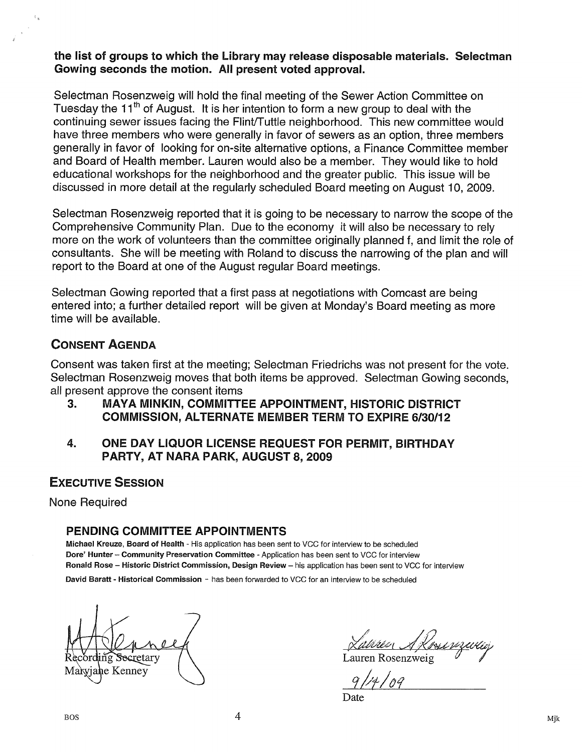**the list of groups to which the Library may release disposable materials. Selectman Gowing seconds the motion. All present voted approval.**

Selectman Rosenzweig will hold the final meeting of the Sewer Action Committee on Tuesday the 11th of August. It is her intention to form a new group to deal with the continuing sewer issues facing the Flint/Tuttle neighborhood. This new committee would have three members who were generally in favor of sewers as an option, three members generally in favor of looking for on-site alternative options, a Finance Committee member and Board of Health member. Lauren would also be a member. They would like to hold educational workshops for the neighborhood and the greater public. This issue will be discussed in more detail at the regularly scheduled Board meeting on August 10, 2009.

Selectman Rosenzweig reported that it is going to be necessary to narrow the scope of the Comprehensive Community Plan. Due to the economy it will also be necessary to rely more on the work of volunteers than the committee originally planned f, and limit the role of consultants. She will be meeting with Roland to discuss the narrowing of the plan and will report to the Board at one of the August regular Board meetings.

Selectman Gowing reported that a first pass at negotiations with Comcast are being entered into; a further detailed report will be given at Monday's Board meeting as more time will be available.

## CONSENT AGENDA

Consent was taken first at the meeting; Selectman Friedrichs was not present for the vote. Selectman Rosenzweig moves that both items be approved. Selectman Gowing seconds, all present approve the consent items

3. **MAYA MINKIN, COMMITTEE APPOINTMENT, HISTORIC DISTRICT COMMISSION, ALTERNATE MEMBER TERM TO EXPIRE 6/30/12**

4. **ONE DAY LIQUOR LICENSE REQUEST FOR PERMIT, BIRTHDAY PARTY, AT NARA PARK, AUGUST 8, 2009**

## EXECUTIVE SESSION

None Required

### PENDING COMMITTEE APPOINTMENTS

**Michael Kreuze, Board of Health** - His application has been sent to VCC for interview to be scheduled
**Dore' Hunter – Community Preservation Committee** - Application has been sent to VCC for interview
**Ronald Rose – Historic District Commission, Design Review** – his application has been sent to VCC for interview
**David Baratt - Historical Commission** - has been forwarded to VCC for an interview to be scheduled

Recording Secretary
Maryjane Kenney

Lauren Rosenzweig

9/14/09
Date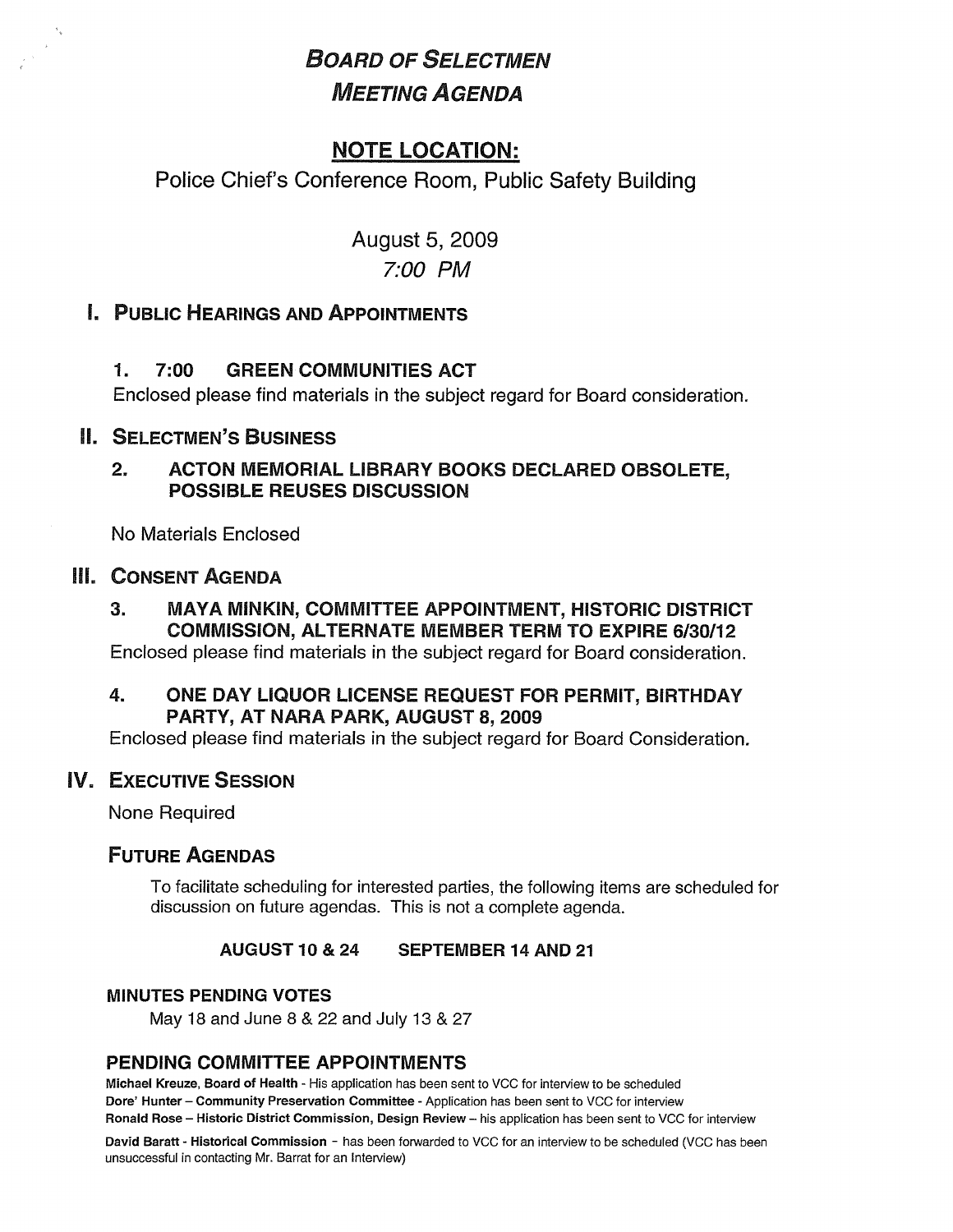# BOARD OF SELECTMEN MEETING AGENDA

## NOTE LOCATION:

Police Chief's Conference Room, Public Safety Building

August 5, 2009

*7:00 PM*

## I. PUBLIC HEARINGS AND APPOINTMENTS

### 1. 7:00 GREEN COMMUNITIES ACT

Enclosed please find materials in the subject regard for Board consideration.

## II. SELECTMEN'S BUSINESS

### 2. ACTON MEMORIAL LIBRARY BOOKS DECLARED OBSOLETE, POSSIBLE REUSES DISCUSSION

No Materials Enclosed

## III. CONSENT AGENDA

### 3. MAYA MINKIN, COMMITTEE APPOINTMENT, HISTORIC DISTRICT COMMISSION, ALTERNATE MEMBER TERM TO EXPIRE 6/30/12

Enclosed please find materials in the subject regard for Board consideration.

### 4. ONE DAY LIQUOR LICENSE REQUEST FOR PERMIT, BIRTHDAY PARTY, AT NARA PARK, AUGUST 8, 2009

Enclosed please find materials in the subject regard for Board Consideration.

## IV. EXECUTIVE SESSION

None Required

## FUTURE AGENDAS

To facilitate scheduling for interested parties, the following items are scheduled for discussion on future agendas. This is not a complete agenda.

**AUGUST 10 & 24 SEPTEMBER 14 AND 21**

### MINUTES PENDING VOTES

May 18 and June 8 & 22 and July 13 & 27

### PENDING COMMITTEE APPOINTMENTS

**Michael Kreuze, Board of Health** - His application has been sent to VCC for interview to be scheduled

**Dore' Hunter – Community Preservation Committee** - Application has been sent to VCC for interview

**Ronald Rose – Historic District Commission, Design Review** – his application has been sent to VCC for interview

**David Baratt - Historical Commission** – has been forwarded to VCC for an interview to be scheduled (VCC has been unsuccessful in contacting Mr. Barrat for an interview)